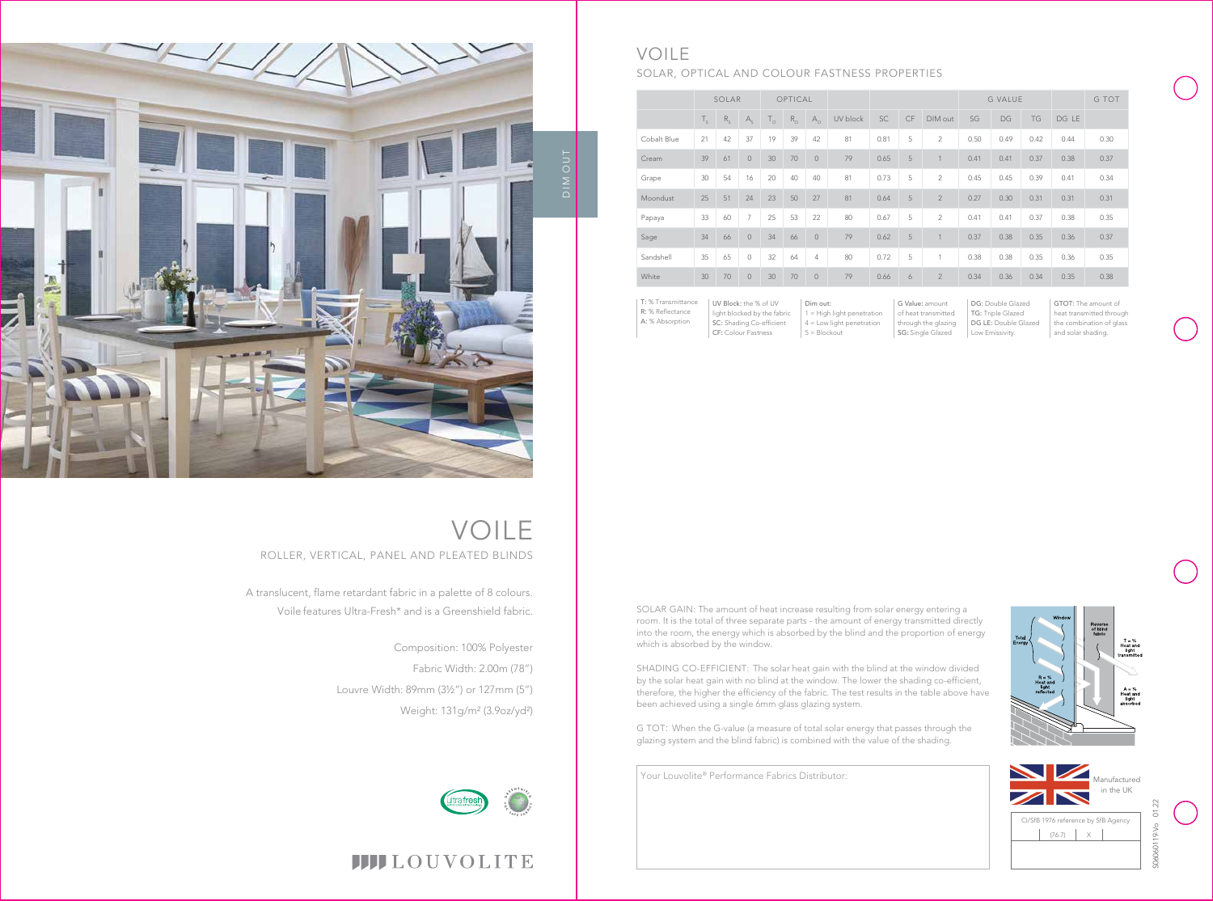# VOILE

## ROLLER, VERTICAL, PANEL AND PLEATED BLINDS

A translucent, flame retardant fabric in a palette of 8 colours. Voile features Ultra-Fresh* and is a Greenshield fabric.

Composition: 100% Polyester

Fabric Width: 2.00m (78")

Louvre Width: 89mm (3½") or 127mm (5")

Weight: 131g/m² (3.9oz/yd²)

LOUVOLITE

DIM OUT

# VOILE

## SOLAR, OPTICAL AND COLOUR FASTNESS PROPERTIES

| | SOLAR | | | OPTICAL | | | | | | | G VALUE | | | | G TOT |
|---|---|---|---|---|---|---|---|---|---|---|---|---|---|---|---|
| | $T_S$ | $R_S$ | $A_S$ | $T_O$ | $R_O$ | $A_O$ | UV block | SC | CF | DIM out | SG | DG | TG | DG LE | |
| Cobalt Blue | 21 | 42 | 37 | 19 | 39 | 42 | 81 | 0.81 | 5 | 2 | 0.50 | 0.49 | 0.42 | 0.44 | 0.30 |
| Cream | 39 | 61 | 0 | 30 | 70 | 0 | 79 | 0.65 | 5 | 1 | 0.41 | 0.41 | 0.37 | 0.38 | 0.37 |
| Grape | 30 | 54 | 16 | 20 | 40 | 40 | 81 | 0.73 | 5 | 2 | 0.45 | 0.45 | 0.39 | 0.41 | 0.34 |
| Moondust | 25 | 51 | 24 | 23 | 50 | 27 | 81 | 0.64 | 5 | 2 | 0.27 | 0.30 | 0.31 | 0.31 | 0.31 |
| Papaya | 33 | 60 | 7 | 25 | 53 | 22 | 80 | 0.67 | 5 | 2 | 0.41 | 0.41 | 0.37 | 0.38 | 0.35 |
| Sage | 34 | 66 | 0 | 34 | 66 | 0 | 79 | 0.62 | 5 | 1 | 0.37 | 0.38 | 0.35 | 0.36 | 0.37 |
| Sandshell | 35 | 65 | 0 | 32 | 64 | 4 | 80 | 0.72 | 5 | 1 | 0.38 | 0.38 | 0.35 | 0.36 | 0.35 |
| White | 30 | 70 | 0 | 30 | 70 | 0 | 79 | 0.66 | 6 | 2 | 0.34 | 0.36 | 0.34 | 0.35 | 0.38 |

**T:** % Transmittance
**R:** % Reflectance
**A:** % Absorption

**UV Block:** the % of UV light blocked by the fabric
**SC:** Shading Co-efficient
**CF:** Colour Fastness

**Dim out:**
1 = High light penetration
4 = Low light penetration
5 = Blockout

**G Value:** amount of heat transmitted through the glazing
**SG:** Single Glazed

**DG:** Double Glazed
**TG:** Triple Glazed
**DG LE:** Double Glazed Low Emissivity.

**GTOT:** The amount of heat transmitted through the combination of glass and solar shading.

SOLAR GAIN: The amount of heat increase resulting from solar energy entering a room. It is the total of three separate parts - the amount of energy transmitted directly into the room, the energy which is absorbed by the blind and the proportion of energy which is absorbed by the window.

SHADING CO-EFFICIENT: The solar heat gain with the blind at the window divided by the solar heat gain with no blind at the window. The lower the shading co-efficient, therefore, the higher the efficiency of the fabric. The test results in the table above have been achieved using a single 6mm glass glazing system.

G TOT: When the G-value (a measure of total solar energy that passes through the glazing system and the blind fabric) is combined with the value of the shading.

Window | Total Energy | Reverse of blind fabric | T = % Heat and light transmitted | R = % Heat and light reflected | A = % Heat and light absorbed

Your Louvolite® Performance Fabrics Distributor:

Manufactured in the UK

CI/SfB 1976 reference by SfB Agency

| (76.7) | X |
|---|---|

S0606 0119-Vo 01.22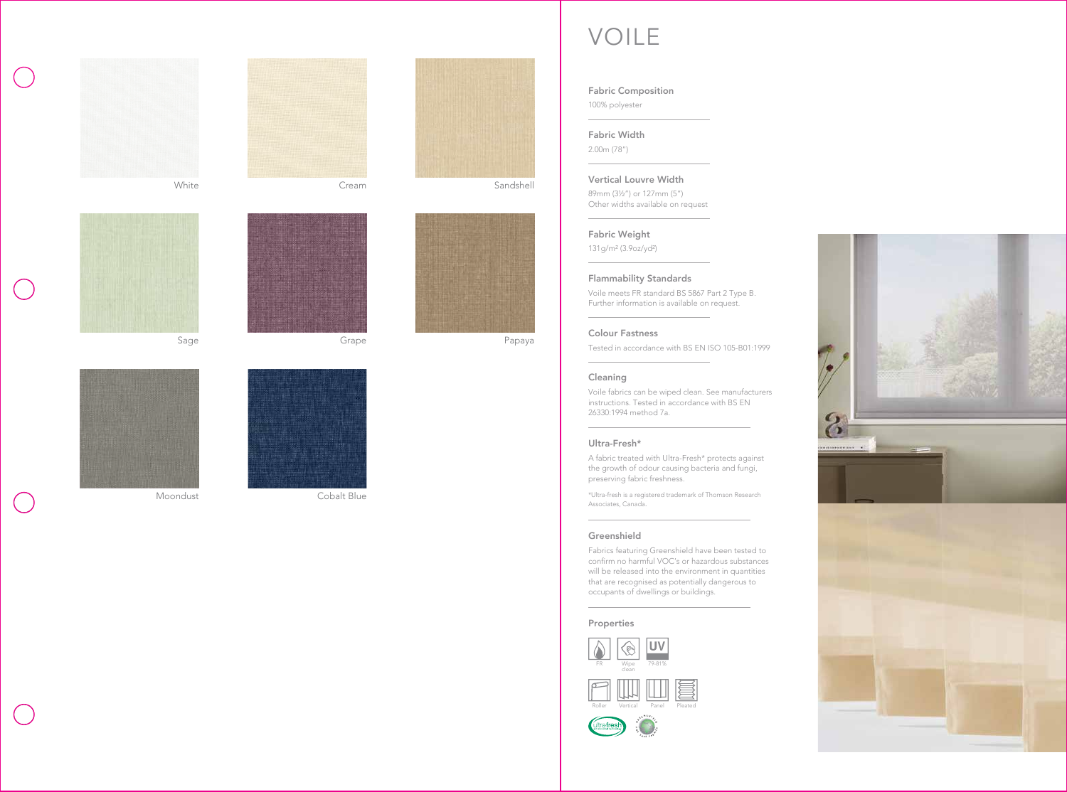White

Cream

Sandshell

Sage

Grape

Papaya

Moondust

Cobalt Blue

# VOILE

### Fabric Composition

100% polyester

### Fabric Width

2.00m (78")

### Vertical Louvre Width

89mm (3½") or 127mm (5")
Other widths available on request

### Fabric Weight

131g/m² (3.9oz/yd²)

### Flammability Standards

Voile meets FR standard BS 5867 Part 2 Type B. Further information is available on request.

### Colour Fastness

Tested in accordance with BS EN ISO 105-B01:1999

### Cleaning

Voile fabrics can be wiped clean. See manufacturers instructions. Tested in accordance with BS EN 26330:1994 method 7a.

### Ultra-Fresh*

A fabric treated with Ultra-Fresh* protects against the growth of odour causing bacteria and fungi, preserving fabric freshness.

*Ultra-fresh is a registered trademark of Thomson Research Associates, Canada.

### Greenshield

Fabrics featuring Greenshield have been tested to confirm no harmful VOC's or hazardous substances will be released into the environment in quantities that are recognised as potentially dangerous to occupants of dwellings or buildings.

### Properties

FR

Wipe clean

UV 79-81%

Roller

Vertical

Panel

Pleated

ultrafresh